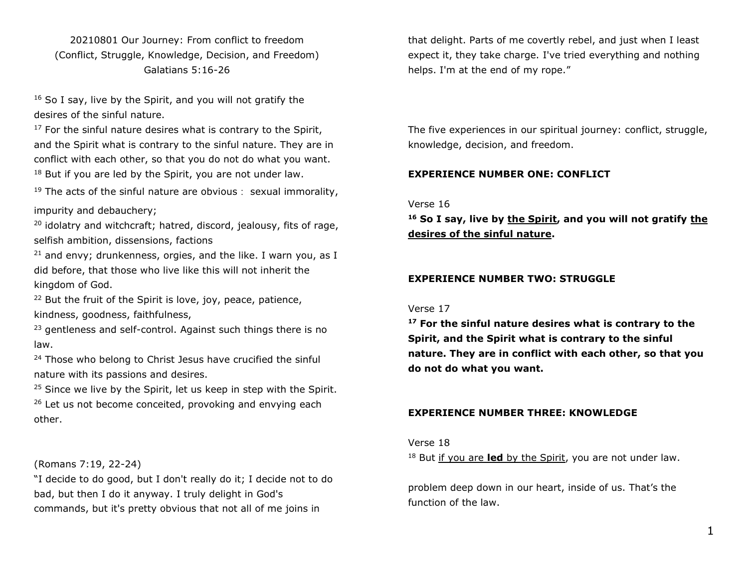20210801 Our Journey: From conflict to freedom
(Conflict, Struggle, Knowledge, Decision, and Freedom)
Galatians 5:16-26

16 So I say, live by the Spirit, and you will not gratify the desires of the sinful nature.
17 For the sinful nature desires what is contrary to the Spirit, and the Spirit what is contrary to the sinful nature. They are in conflict with each other, so that you do not do what you want.
18 But if you are led by the Spirit, you are not under law.
19 The acts of the sinful nature are obvious： sexual immorality, impurity and debauchery;
20 idolatry and witchcraft; hatred, discord, jealousy, fits of rage, selfish ambition, dissensions, factions
21 and envy; drunkenness, orgies, and the like. I warn you, as I did before, that those who live like this will not inherit the kingdom of God.
22 But the fruit of the Spirit is love, joy, peace, patience, kindness, goodness, faithfulness,
23 gentleness and self-control. Against such things there is no law.
24 Those who belong to Christ Jesus have crucified the sinful nature with its passions and desires.
25 Since we live by the Spirit, let us keep in step with the Spirit.
26 Let us not become conceited, provoking and envying each other.

(Romans 7:19, 22-24)
"I decide to do good, but I don't really do it; I decide not to do bad, but then I do it anyway. I truly delight in God's commands, but it's pretty obvious that not all of me joins in that delight. Parts of me covertly rebel, and just when I least expect it, they take charge. I've tried everything and nothing helps. I'm at the end of my rope."

The five experiences in our spiritual journey: conflict, struggle, knowledge, decision, and freedom.

**EXPERIENCE NUMBER ONE: CONFLICT**

Verse 16

**16 So I say, live by <u>the Spirit</u>, and you will not gratify <u>the desires of the sinful nature</u>.**

**EXPERIENCE NUMBER TWO: STRUGGLE**

Verse 17

**17 For the sinful nature desires what is contrary to the Spirit, and the Spirit what is contrary to the sinful nature. They are in conflict with each other, so that you do not do what you want.**

**EXPERIENCE NUMBER THREE: KNOWLEDGE**

Verse 18

18 But <u>if you are **led** by the Spirit</u>, you are not under law.

problem deep down in our heart, inside of us. That's the function of the law.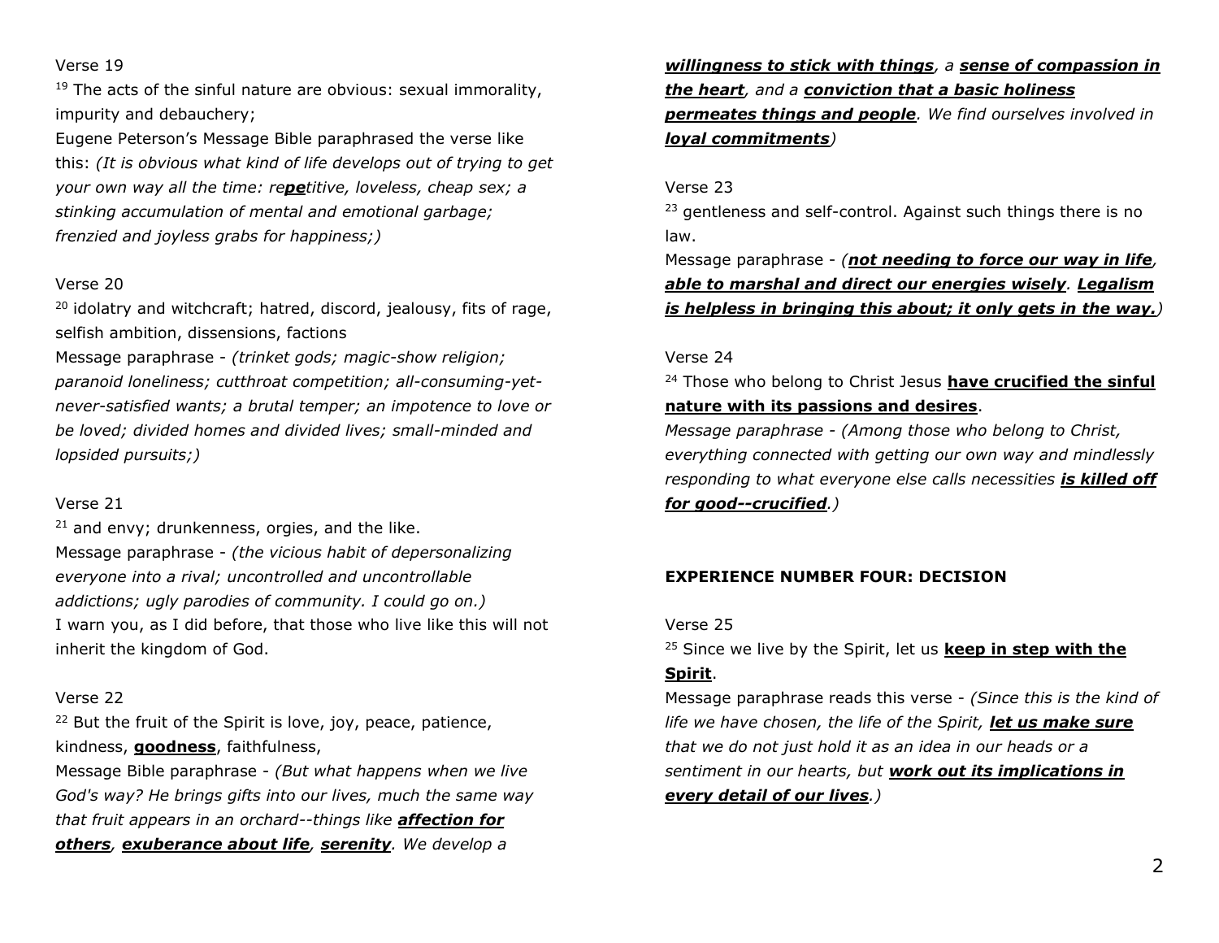Verse 19

[19] The acts of the sinful nature are obvious: sexual immorality, impurity and debauchery;

Eugene Peterson's Message Bible paraphrased the verse like this: *(It is obvious what kind of life develops out of trying to get your own way all the time: re**pe**titive, loveless, cheap sex; a stinking accumulation of mental and emotional garbage; frenzied and joyless grabs for happiness;)*

Verse 20

[20] idolatry and witchcraft; hatred, discord, jealousy, fits of rage, selfish ambition, dissensions, factions

Message paraphrase - *(trinket gods; magic-show religion; paranoid loneliness; cutthroat competition; all-consuming-yet-never-satisfied wants; a brutal temper; an impotence to love or be loved; divided homes and divided lives; small-minded and lopsided pursuits;)*

Verse 21

[21] and envy; drunkenness, orgies, and the like.

Message paraphrase - *(the vicious habit of depersonalizing everyone into a rival; uncontrolled and uncontrollable addictions; ugly parodies of community. I could go on.)*

I warn you, as I did before, that those who live like this will not inherit the kingdom of God.

Verse 22

[22] But the fruit of the Spirit is love, joy, peace, patience, kindness, **goodness**, faithfulness,

Message Bible paraphrase - *(But what happens when we live God's way? He brings gifts into our lives, much the same way that fruit appears in an orchard--things like **affection for others**, **exuberance about life**, **serenity**. We develop a **willingness to stick with things**, a **sense of compassion in the heart**, and a **conviction that a basic holiness permeates things and people**. We find ourselves involved in **loyal commitments**)*

Verse 23

[23] gentleness and self-control. Against such things there is no law.

Message paraphrase - *(**not needing to force our way in life**, **able to marshal and direct our energies wisely**. **Legalism is helpless in bringing this about; it only gets in the way.**)*

Verse 24

[24] Those who belong to Christ Jesus **have crucified the sinful nature with its passions and desires**.

*Message paraphrase - (Among those who belong to Christ, everything connected with getting our own way and mindlessly responding to what everyone else calls necessities **is killed off for good--crucified**.)*

**EXPERIENCE NUMBER FOUR: DECISION**

Verse 25

[25] Since we live by the Spirit, let us **keep in step with the Spirit**.

Message paraphrase reads this verse - *(Since this is the kind of life we have chosen, the life of the Spirit, **let us make sure** that we do not just hold it as an idea in our heads or a sentiment in our hearts, but **work out its implications in every detail of our lives**.)*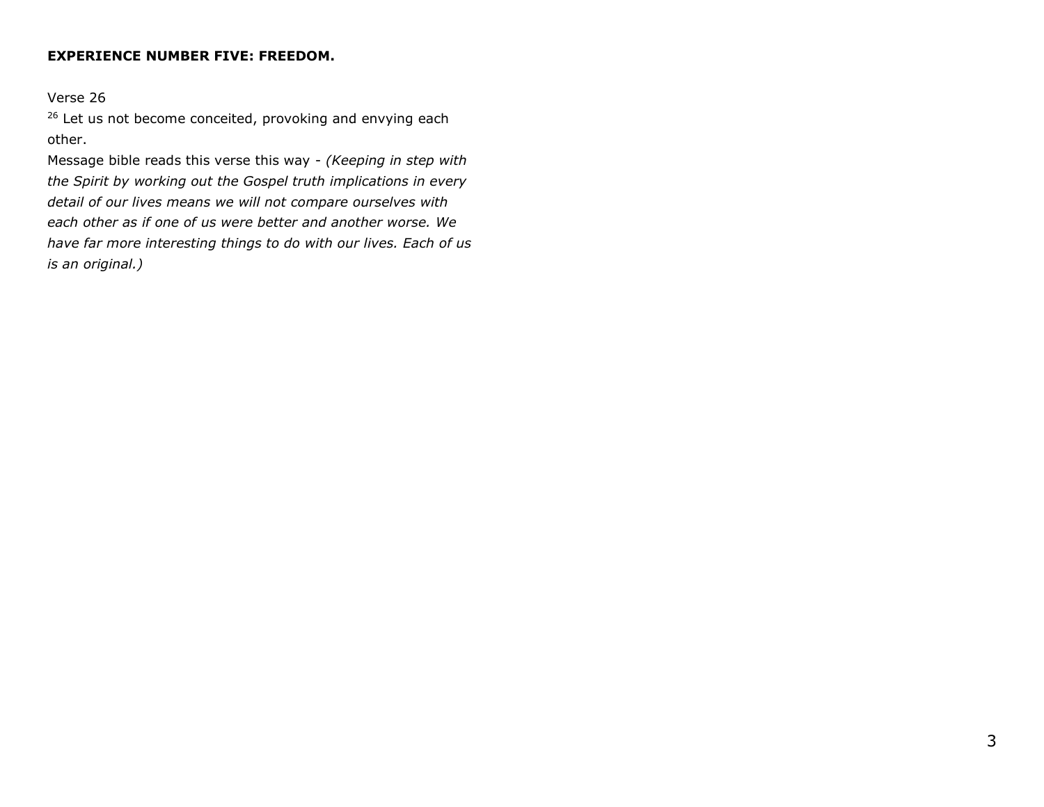**EXPERIENCE NUMBER FIVE: FREEDOM.**

Verse 26

[26] Let us not become conceited, provoking and envying each other.

Message bible reads this verse this way - *(Keeping in step with the Spirit by working out the Gospel truth implications in every detail of our lives means we will not compare ourselves with each other as if one of us were better and another worse. We have far more interesting things to do with our lives. Each of us is an original.)*